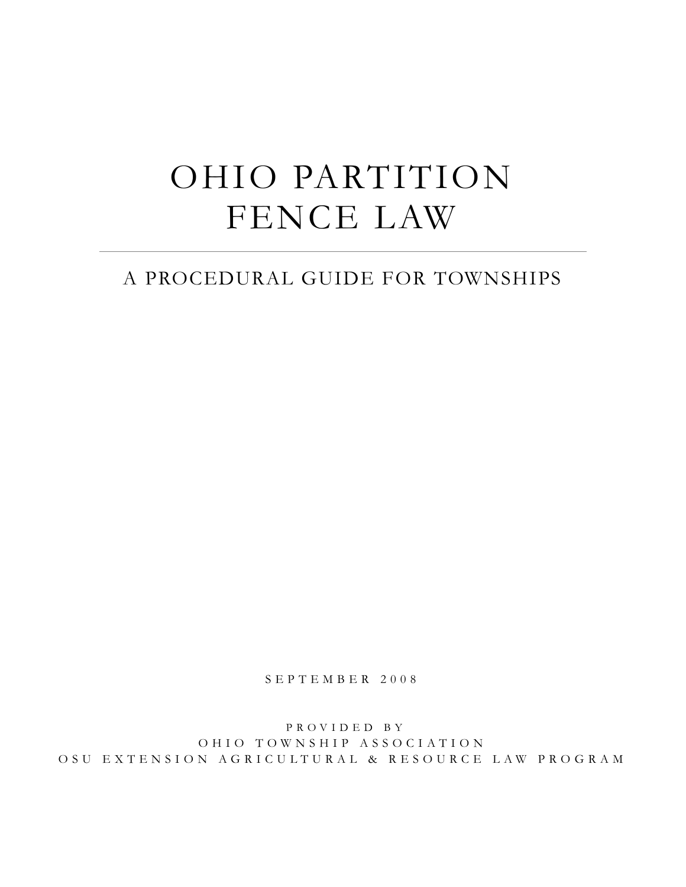# OHIO PARTITION FENCE LAW

## A PROCEDURAL GUIDE FOR TOWNSHIPS

SEPTEMBER 2008

PROVIDED BY
OHIO TOWNSHIP ASSOCIATION
OSU EXTENSION AGRICULTURAL & RESOURCE LAW PROGRAM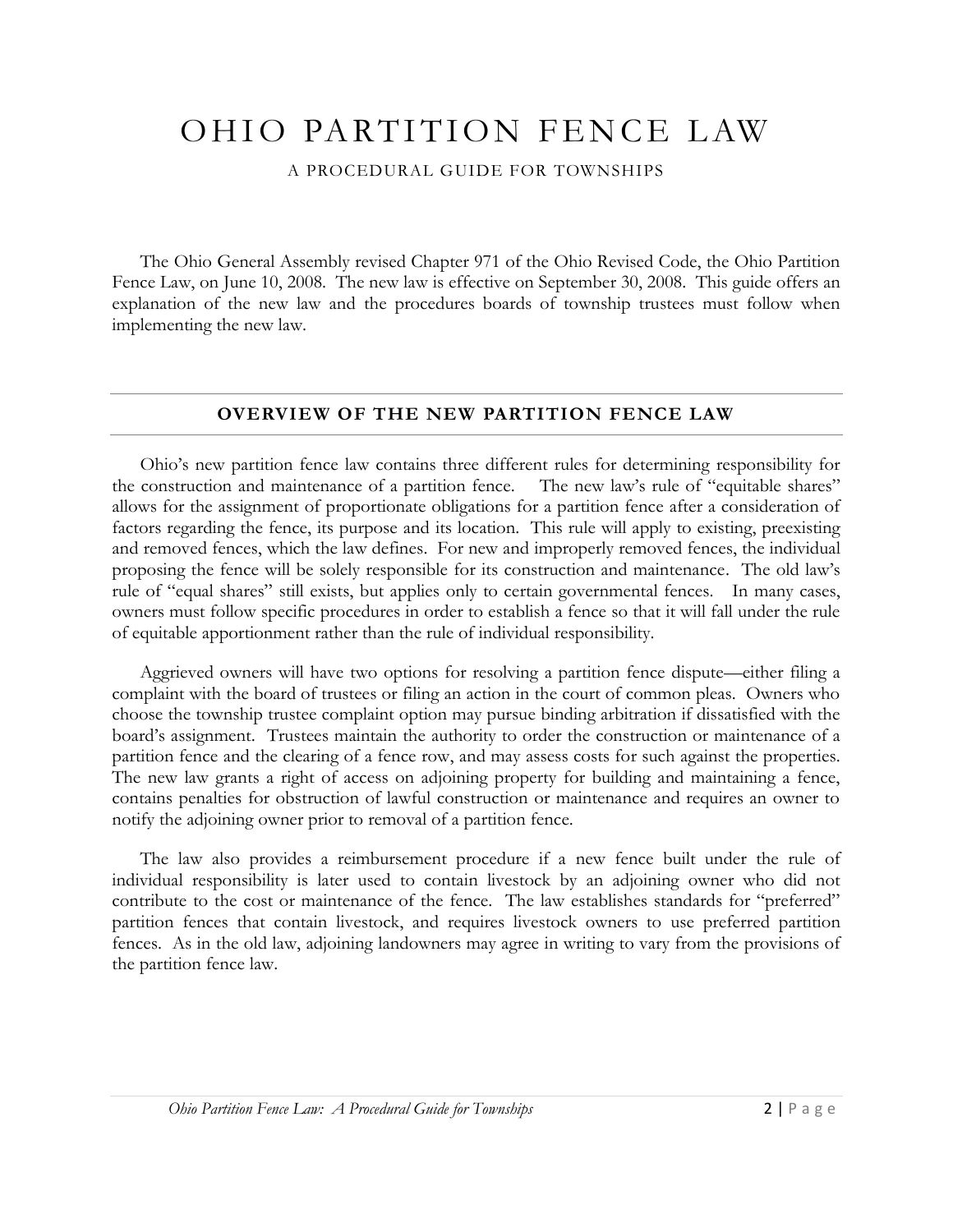# OHIO PARTITION FENCE LAW

A PROCEDURAL GUIDE FOR TOWNSHIPS

The Ohio General Assembly revised Chapter 971 of the Ohio Revised Code, the Ohio Partition Fence Law, on June 10, 2008. The new law is effective on September 30, 2008. This guide offers an explanation of the new law and the procedures boards of township trustees must follow when implementing the new law.

## OVERVIEW OF THE NEW PARTITION FENCE LAW

Ohio's new partition fence law contains three different rules for determining responsibility for the construction and maintenance of a partition fence. The new law's rule of "equitable shares" allows for the assignment of proportionate obligations for a partition fence after a consideration of factors regarding the fence, its purpose and its location. This rule will apply to existing, preexisting and removed fences, which the law defines. For new and improperly removed fences, the individual proposing the fence will be solely responsible for its construction and maintenance. The old law's rule of "equal shares" still exists, but applies only to certain governmental fences. In many cases, owners must follow specific procedures in order to establish a fence so that it will fall under the rule of equitable apportionment rather than the rule of individual responsibility.

Aggrieved owners will have two options for resolving a partition fence dispute—either filing a complaint with the board of trustees or filing an action in the court of common pleas. Owners who choose the township trustee complaint option may pursue binding arbitration if dissatisfied with the board's assignment. Trustees maintain the authority to order the construction or maintenance of a partition fence and the clearing of a fence row, and may assess costs for such against the properties. The new law grants a right of access on adjoining property for building and maintaining a fence, contains penalties for obstruction of lawful construction or maintenance and requires an owner to notify the adjoining owner prior to removal of a partition fence.

The law also provides a reimbursement procedure if a new fence built under the rule of individual responsibility is later used to contain livestock by an adjoining owner who did not contribute to the cost or maintenance of the fence. The law establishes standards for "preferred" partition fences that contain livestock, and requires livestock owners to use preferred partition fences. As in the old law, adjoining landowners may agree in writing to vary from the provisions of the partition fence law.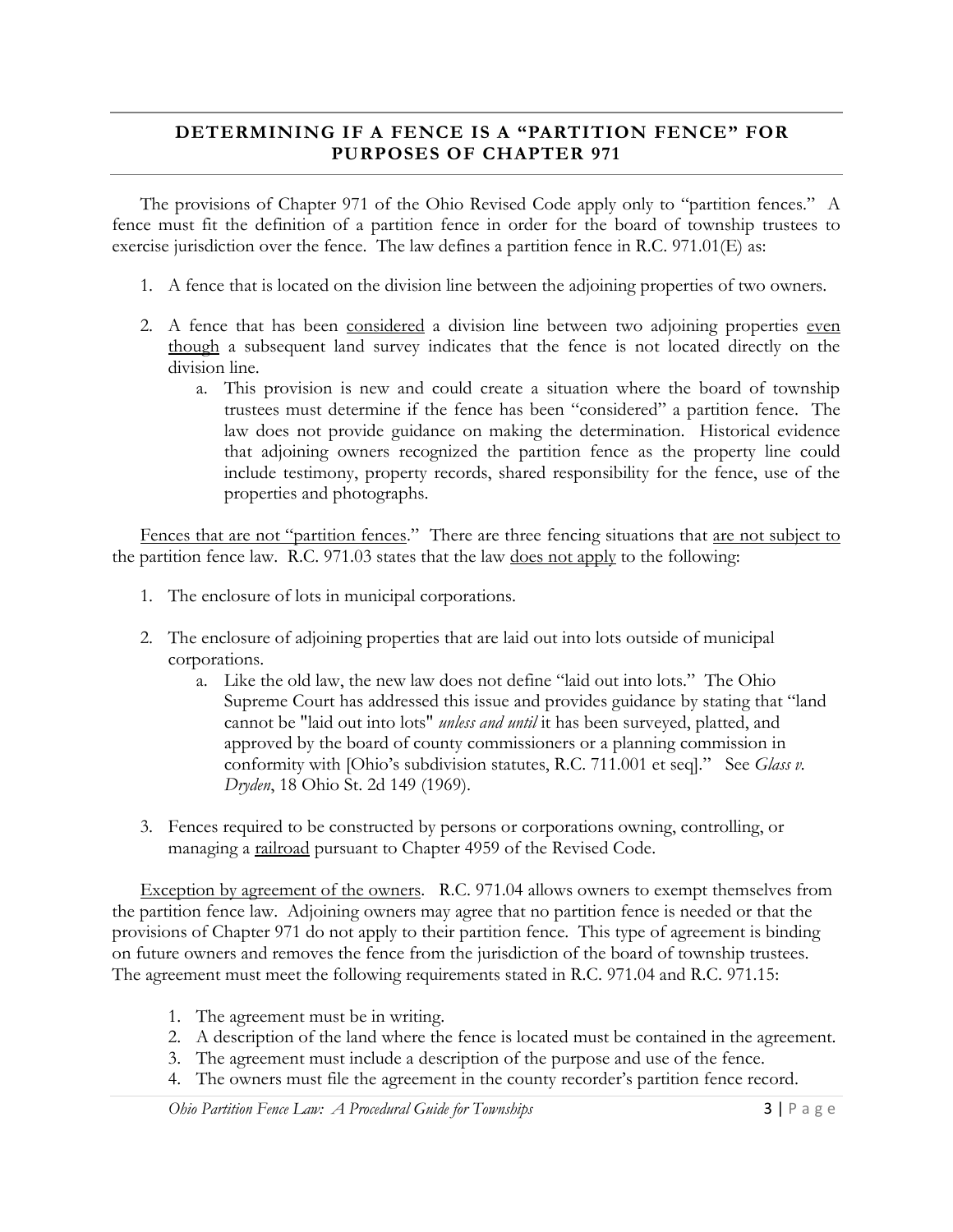## DETERMINING IF A FENCE IS A "PARTITION FENCE" FOR PURPOSES OF CHAPTER 971

The provisions of Chapter 971 of the Ohio Revised Code apply only to "partition fences." A fence must fit the definition of a partition fence in order for the board of township trustees to exercise jurisdiction over the fence. The law defines a partition fence in R.C. 971.01(E) as:

1. A fence that is located on the division line between the adjoining properties of two owners.
2. A fence that has been <u>considered</u> a division line between two adjoining properties <u>even though</u> a subsequent land survey indicates that the fence is not located directly on the division line.
   a. This provision is new and could create a situation where the board of township trustees must determine if the fence has been "considered" a partition fence. The law does not provide guidance on making the determination. Historical evidence that adjoining owners recognized the partition fence as the property line could include testimony, property records, shared responsibility for the fence, use of the properties and photographs.

<u>Fences that are not "partition fences</u>." There are three fencing situations that <u>are not subject to</u> the partition fence law. R.C. 971.03 states that the law <u>does not apply</u> to the following:

1. The enclosure of lots in municipal corporations.
2. The enclosure of adjoining properties that are laid out into lots outside of municipal corporations.
   a. Like the old law, the new law does not define "laid out into lots." The Ohio Supreme Court has addressed this issue and provides guidance by stating that "land cannot be "laid out into lots" *unless and until* it has been surveyed, platted, and approved by the board of county commissioners or a planning commission in conformity with [Ohio's subdivision statutes, R.C. 711.001 et seq]." See *Glass v. Dryden*, 18 Ohio St. 2d 149 (1969).
3. Fences required to be constructed by persons or corporations owning, controlling, or managing a <u>railroad</u> pursuant to Chapter 4959 of the Revised Code.

<u>Exception by agreement of the owners</u>. R.C. 971.04 allows owners to exempt themselves from the partition fence law. Adjoining owners may agree that no partition fence is needed or that the provisions of Chapter 971 do not apply to their partition fence. This type of agreement is binding on future owners and removes the fence from the jurisdiction of the board of township trustees. The agreement must meet the following requirements stated in R.C. 971.04 and R.C. 971.15:

1. The agreement must be in writing.
2. A description of the land where the fence is located must be contained in the agreement.
3. The agreement must include a description of the purpose and use of the fence.
4. The owners must file the agreement in the county recorder's partition fence record.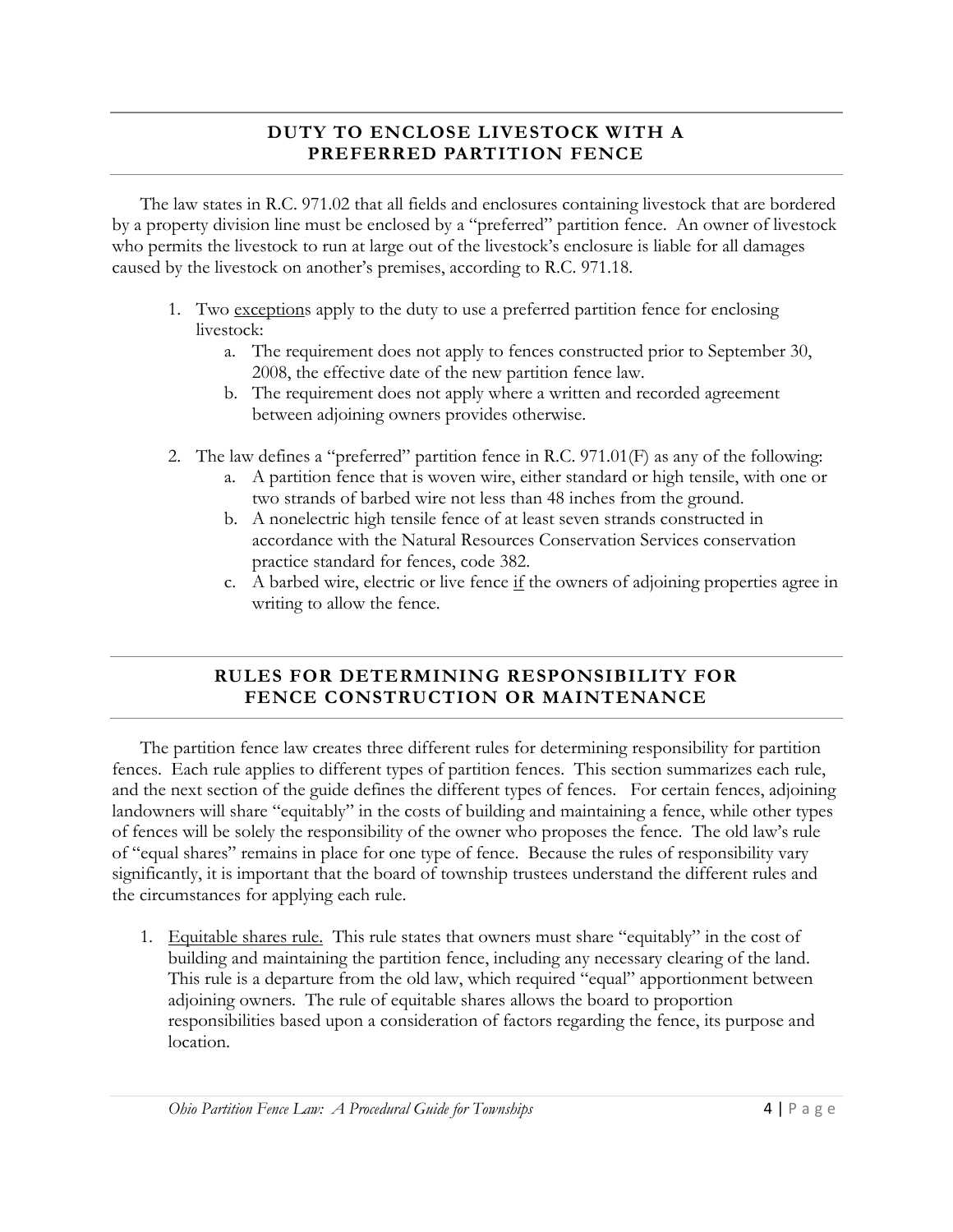## DUTY TO ENCLOSE LIVESTOCK WITH A PREFERRED PARTITION FENCE

The law states in R.C. 971.02 that all fields and enclosures containing livestock that are bordered by a property division line must be enclosed by a "preferred" partition fence. An owner of livestock who permits the livestock to run at large out of the livestock's enclosure is liable for all damages caused by the livestock on another's premises, according to R.C. 971.18.

1. Two exceptions apply to the duty to use a preferred partition fence for enclosing livestock:
   a. The requirement does not apply to fences constructed prior to September 30, 2008, the effective date of the new partition fence law.
   b. The requirement does not apply where a written and recorded agreement between adjoining owners provides otherwise.
2. The law defines a "preferred" partition fence in R.C. 971.01(F) as any of the following:
   a. A partition fence that is woven wire, either standard or high tensile, with one or two strands of barbed wire not less than 48 inches from the ground.
   b. A nonelectric high tensile fence of at least seven strands constructed in accordance with the Natural Resources Conservation Services conservation practice standard for fences, code 382.
   c. A barbed wire, electric or live fence if the owners of adjoining properties agree in writing to allow the fence.

## RULES FOR DETERMINING RESPONSIBILITY FOR FENCE CONSTRUCTION OR MAINTENANCE

The partition fence law creates three different rules for determining responsibility for partition fences. Each rule applies to different types of partition fences. This section summarizes each rule, and the next section of the guide defines the different types of fences. For certain fences, adjoining landowners will share "equitably" in the costs of building and maintaining a fence, while other types of fences will be solely the responsibility of the owner who proposes the fence. The old law's rule of "equal shares" remains in place for one type of fence. Because the rules of responsibility vary significantly, it is important that the board of township trustees understand the different rules and the circumstances for applying each rule.

1. Equitable shares rule. This rule states that owners must share "equitably" in the cost of building and maintaining the partition fence, including any necessary clearing of the land. This rule is a departure from the old law, which required "equal" apportionment between adjoining owners. The rule of equitable shares allows the board to proportion responsibilities based upon a consideration of factors regarding the fence, its purpose and location.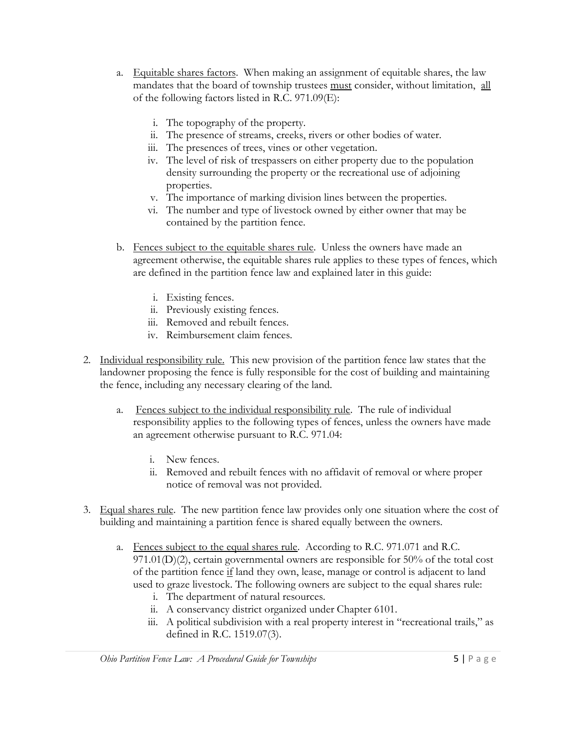a. Equitable shares factors. When making an assignment of equitable shares, the law mandates that the board of township trustees must consider, without limitation, all of the following factors listed in R.C. 971.09(E):

   i. The topography of the property.
   ii. The presence of streams, creeks, rivers or other bodies of water.
   iii. The presences of trees, vines or other vegetation.
   iv. The level of risk of trespassers on either property due to the population density surrounding the property or the recreational use of adjoining properties.
   v. The importance of marking division lines between the properties.
   vi. The number and type of livestock owned by either owner that may be contained by the partition fence.

b. Fences subject to the equitable shares rule. Unless the owners have made an agreement otherwise, the equitable shares rule applies to these types of fences, which are defined in the partition fence law and explained later in this guide:

   i. Existing fences.
   ii. Previously existing fences.
   iii. Removed and rebuilt fences.
   iv. Reimbursement claim fences.

2. Individual responsibility rule. This new provision of the partition fence law states that the landowner proposing the fence is fully responsible for the cost of building and maintaining the fence, including any necessary clearing of the land.

   a. Fences subject to the individual responsibility rule. The rule of individual responsibility applies to the following types of fences, unless the owners have made an agreement otherwise pursuant to R.C. 971.04:

      i. New fences.
      ii. Removed and rebuilt fences with no affidavit of removal or where proper notice of removal was not provided.

3. Equal shares rule. The new partition fence law provides only one situation where the cost of building and maintaining a partition fence is shared equally between the owners.

   a. Fences subject to the equal shares rule. According to R.C. 971.071 and R.C. 971.01(D)(2), certain governmental owners are responsible for 50% of the total cost of the partition fence if land they own, lease, manage or control is adjacent to land used to graze livestock. The following owners are subject to the equal shares rule:
      i. The department of natural resources.
      ii. A conservancy district organized under Chapter 6101.
      iii. A political subdivision with a real property interest in "recreational trails," as defined in R.C. 1519.07(3).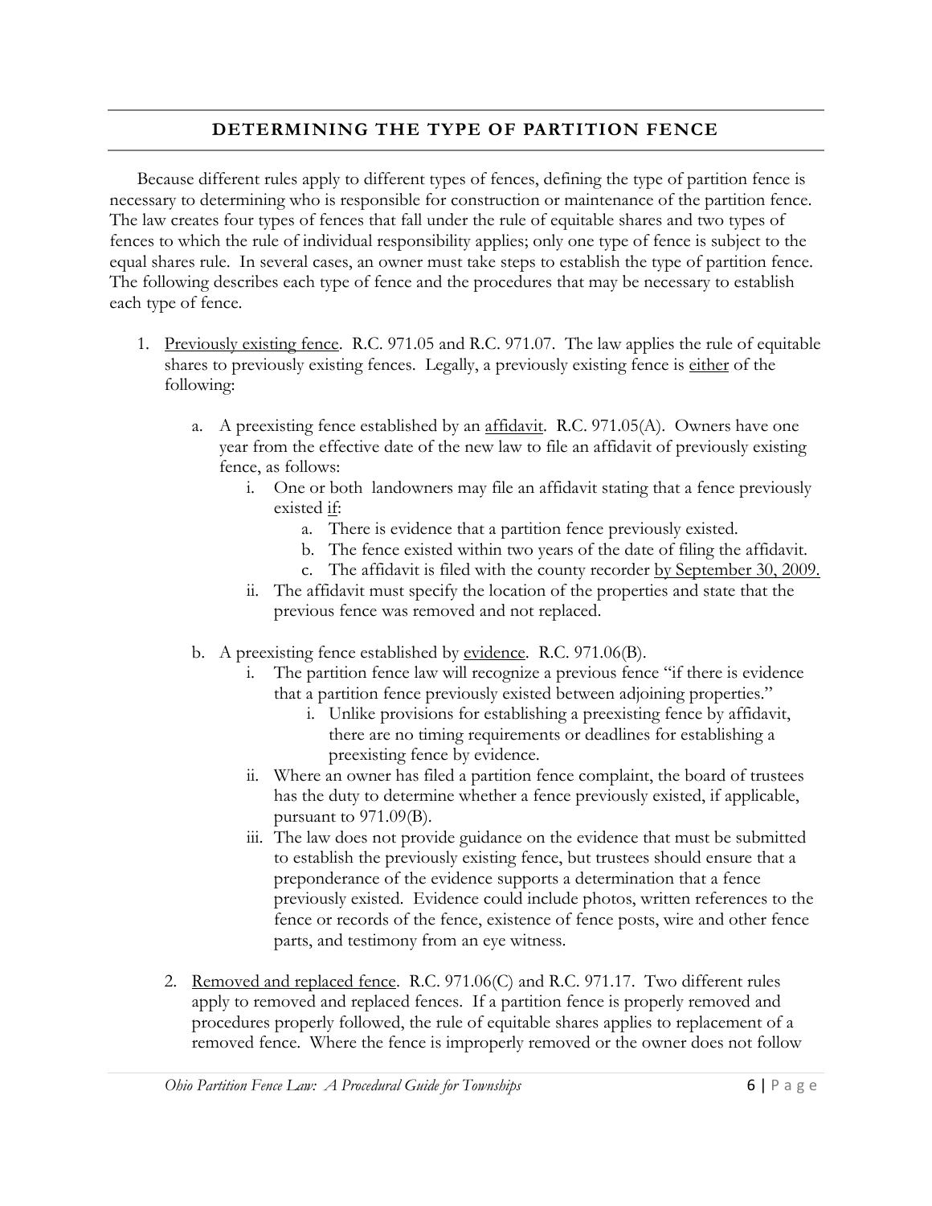## DETERMINING THE TYPE OF PARTITION FENCE

Because different rules apply to different types of fences, defining the type of partition fence is necessary to determining who is responsible for construction or maintenance of the partition fence. The law creates four types of fences that fall under the rule of equitable shares and two types of fences to which the rule of individual responsibility applies; only one type of fence is subject to the equal shares rule. In several cases, an owner must take steps to establish the type of partition fence. The following describes each type of fence and the procedures that may be necessary to establish each type of fence.

1. Previously existing fence. R.C. 971.05 and R.C. 971.07. The law applies the rule of equitable shares to previously existing fences. Legally, a previously existing fence is either of the following:

   a. A preexisting fence established by an affidavit. R.C. 971.05(A). Owners have one year from the effective date of the new law to file an affidavit of previously existing fence, as follows:

      i. One or both landowners may file an affidavit stating that a fence previously existed if:

         a. There is evidence that a partition fence previously existed.
         b. The fence existed within two years of the date of filing the affidavit.
         c. The affidavit is filed with the county recorder by September 30, 2009.

      ii. The affidavit must specify the location of the properties and state that the previous fence was removed and not replaced.

   b. A preexisting fence established by evidence. R.C. 971.06(B).

      i. The partition fence law will recognize a previous fence "if there is evidence that a partition fence previously existed between adjoining properties."

         i. Unlike provisions for establishing a preexisting fence by affidavit, there are no timing requirements or deadlines for establishing a preexisting fence by evidence.

      ii. Where an owner has filed a partition fence complaint, the board of trustees has the duty to determine whether a fence previously existed, if applicable, pursuant to 971.09(B).

      iii. The law does not provide guidance on the evidence that must be submitted to establish the previously existing fence, but trustees should ensure that a preponderance of the evidence supports a determination that a fence previously existed. Evidence could include photos, written references to the fence or records of the fence, existence of fence posts, wire and other fence parts, and testimony from an eye witness.

2. Removed and replaced fence. R.C. 971.06(C) and R.C. 971.17. Two different rules apply to removed and replaced fences. If a partition fence is properly removed and procedures properly followed, the rule of equitable shares applies to replacement of a removed fence. Where the fence is improperly removed or the owner does not follow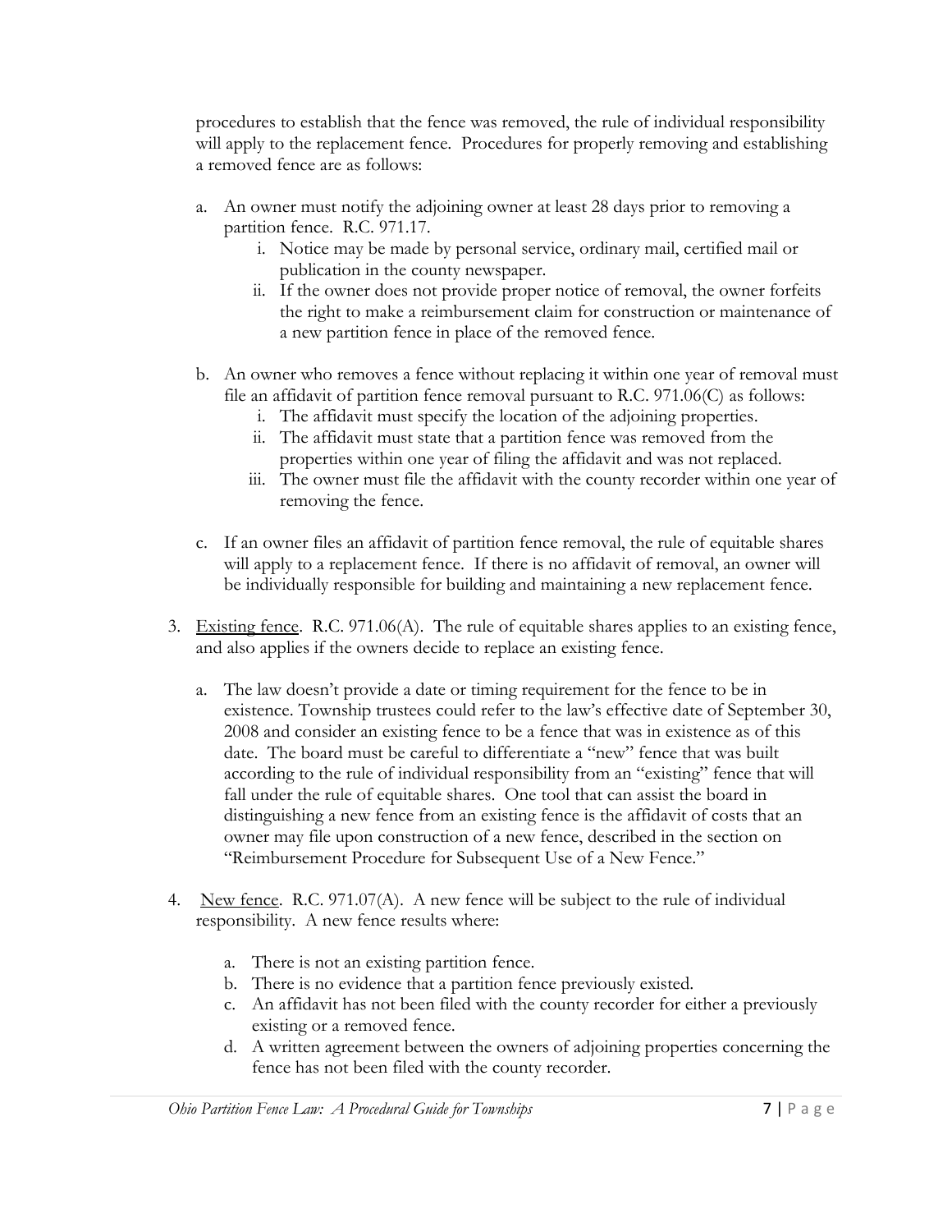procedures to establish that the fence was removed, the rule of individual responsibility will apply to the replacement fence. Procedures for properly removing and establishing a removed fence are as follows:

   a. An owner must notify the adjoining owner at least 28 days prior to removing a partition fence. R.C. 971.17.
      i. Notice may be made by personal service, ordinary mail, certified mail or publication in the county newspaper.
      ii. If the owner does not provide proper notice of removal, the owner forfeits the right to make a reimbursement claim for construction or maintenance of a new partition fence in place of the removed fence.

   b. An owner who removes a fence without replacing it within one year of removal must file an affidavit of partition fence removal pursuant to R.C. 971.06(C) as follows:
      i. The affidavit must specify the location of the adjoining properties.
      ii. The affidavit must state that a partition fence was removed from the properties within one year of filing the affidavit and was not replaced.
      iii. The owner must file the affidavit with the county recorder within one year of removing the fence.

   c. If an owner files an affidavit of partition fence removal, the rule of equitable shares will apply to a replacement fence. If there is no affidavit of removal, an owner will be individually responsible for building and maintaining a new replacement fence.

3. Existing fence. R.C. 971.06(A). The rule of equitable shares applies to an existing fence, and also applies if the owners decide to replace an existing fence.

   a. The law doesn't provide a date or timing requirement for the fence to be in existence. Township trustees could refer to the law's effective date of September 30, 2008 and consider an existing fence to be a fence that was in existence as of this date. The board must be careful to differentiate a "new" fence that was built according to the rule of individual responsibility from an "existing" fence that will fall under the rule of equitable shares. One tool that can assist the board in distinguishing a new fence from an existing fence is the affidavit of costs that an owner may file upon construction of a new fence, described in the section on "Reimbursement Procedure for Subsequent Use of a New Fence."

4. New fence. R.C. 971.07(A). A new fence will be subject to the rule of individual responsibility. A new fence results where:

   a. There is not an existing partition fence.
   b. There is no evidence that a partition fence previously existed.
   c. An affidavit has not been filed with the county recorder for either a previously existing or a removed fence.
   d. A written agreement between the owners of adjoining properties concerning the fence has not been filed with the county recorder.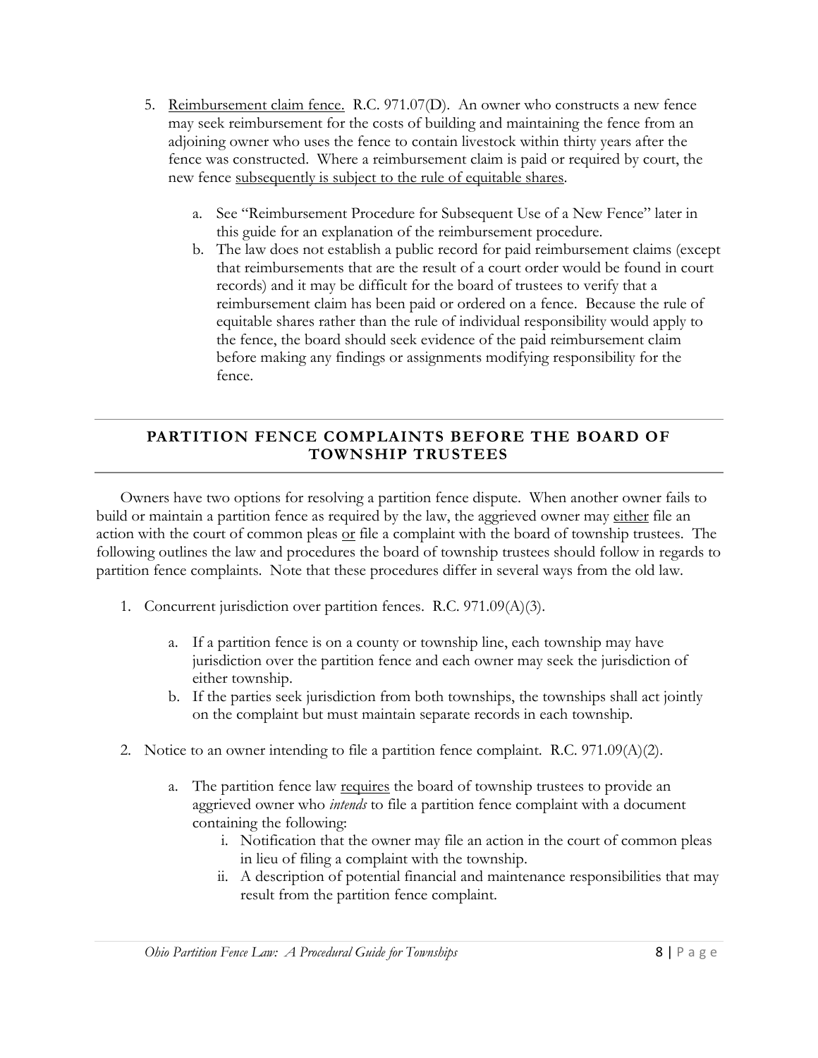5. Reimbursement claim fence. R.C. 971.07(D). An owner who constructs a new fence may seek reimbursement for the costs of building and maintaining the fence from an adjoining owner who uses the fence to contain livestock within thirty years after the fence was constructed. Where a reimbursement claim is paid or required by court, the new fence subsequently is subject to the rule of equitable shares.

    a. See "Reimbursement Procedure for Subsequent Use of a New Fence" later in this guide for an explanation of the reimbursement procedure.
    b. The law does not establish a public record for paid reimbursement claims (except that reimbursements that are the result of a court order would be found in court records) and it may be difficult for the board of trustees to verify that a reimbursement claim has been paid or ordered on a fence. Because the rule of equitable shares rather than the rule of individual responsibility would apply to the fence, the board should seek evidence of the paid reimbursement claim before making any findings or assignments modifying responsibility for the fence.

## PARTITION FENCE COMPLAINTS BEFORE THE BOARD OF TOWNSHIP TRUSTEES

Owners have two options for resolving a partition fence dispute. When another owner fails to build or maintain a partition fence as required by the law, the aggrieved owner may either file an action with the court of common pleas or file a complaint with the board of township trustees. The following outlines the law and procedures the board of township trustees should follow in regards to partition fence complaints. Note that these procedures differ in several ways from the old law.

1. Concurrent jurisdiction over partition fences. R.C. 971.09(A)(3).

    a. If a partition fence is on a county or township line, each township may have jurisdiction over the partition fence and each owner may seek the jurisdiction of either township.
    b. If the parties seek jurisdiction from both townships, the townships shall act jointly on the complaint but must maintain separate records in each township.

2. Notice to an owner intending to file a partition fence complaint. R.C. 971.09(A)(2).

    a. The partition fence law requires the board of township trustees to provide an aggrieved owner who *intends* to file a partition fence complaint with a document containing the following:
        i. Notification that the owner may file an action in the court of common pleas in lieu of filing a complaint with the township.
        ii. A description of potential financial and maintenance responsibilities that may result from the partition fence complaint.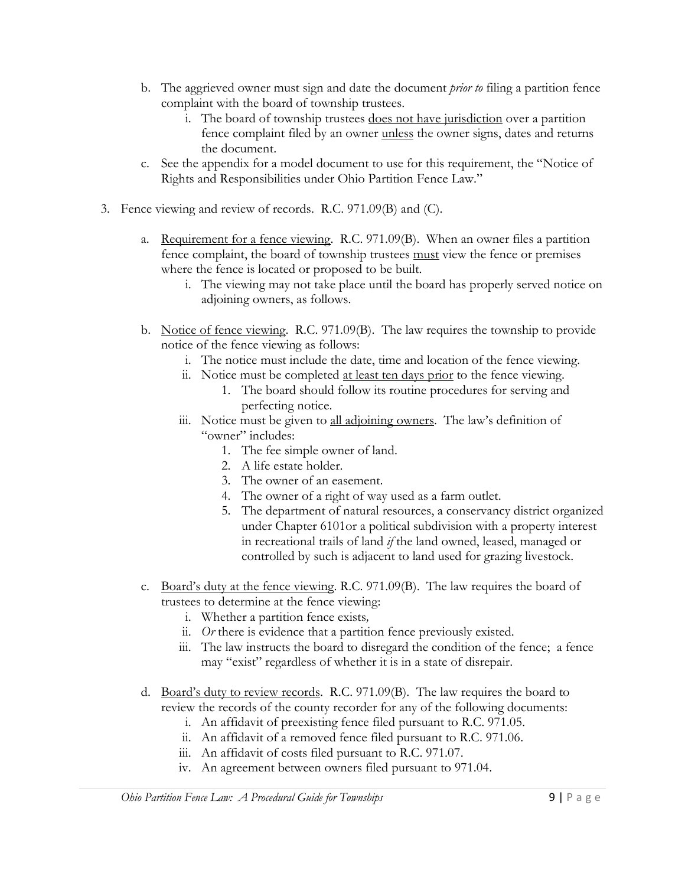b. The aggrieved owner must sign and date the document *prior to* filing a partition fence complaint with the board of township trustees.
      i. The board of township trustees <u>does not have jurisdiction</u> over a partition fence complaint filed by an owner <u>unless</u> the owner signs, dates and returns the document.
   c. See the appendix for a model document to use for this requirement, the "Notice of Rights and Responsibilities under Ohio Partition Fence Law."

3. Fence viewing and review of records. R.C. 971.09(B) and (C).

   a. <u>Requirement for a fence viewing</u>. R.C. 971.09(B). When an owner files a partition fence complaint, the board of township trustees <u>must</u> view the fence or premises where the fence is located or proposed to be built.
      i. The viewing may not take place until the board has properly served notice on adjoining owners, as follows.

   b. <u>Notice of fence viewing</u>. R.C. 971.09(B). The law requires the township to provide notice of the fence viewing as follows:
      i. The notice must include the date, time and location of the fence viewing.
      ii. Notice must be completed <u>at least ten days prior</u> to the fence viewing.
         1. The board should follow its routine procedures for serving and perfecting notice.
      iii. Notice must be given to <u>all adjoining owners</u>. The law's definition of "owner" includes:
         1. The fee simple owner of land.
         2. A life estate holder.
         3. The owner of an easement.
         4. The owner of a right of way used as a farm outlet.
         5. The department of natural resources, a conservancy district organized under Chapter 6101or a political subdivision with a property interest in recreational trails of land *if* the land owned, leased, managed or controlled by such is adjacent to land used for grazing livestock.

   c. <u>Board's duty at the fence viewing</u>. R.C. 971.09(B). The law requires the board of trustees to determine at the fence viewing:
      i. Whether a partition fence exists,
      ii. *Or* there is evidence that a partition fence previously existed.
      iii. The law instructs the board to disregard the condition of the fence; a fence may "exist" regardless of whether it is in a state of disrepair.

   d. <u>Board's duty to review records</u>. R.C. 971.09(B). The law requires the board to review the records of the county recorder for any of the following documents:
      i. An affidavit of preexisting fence filed pursuant to R.C. 971.05.
      ii. An affidavit of a removed fence filed pursuant to R.C. 971.06.
      iii. An affidavit of costs filed pursuant to R.C. 971.07.
      iv. An agreement between owners filed pursuant to 971.04.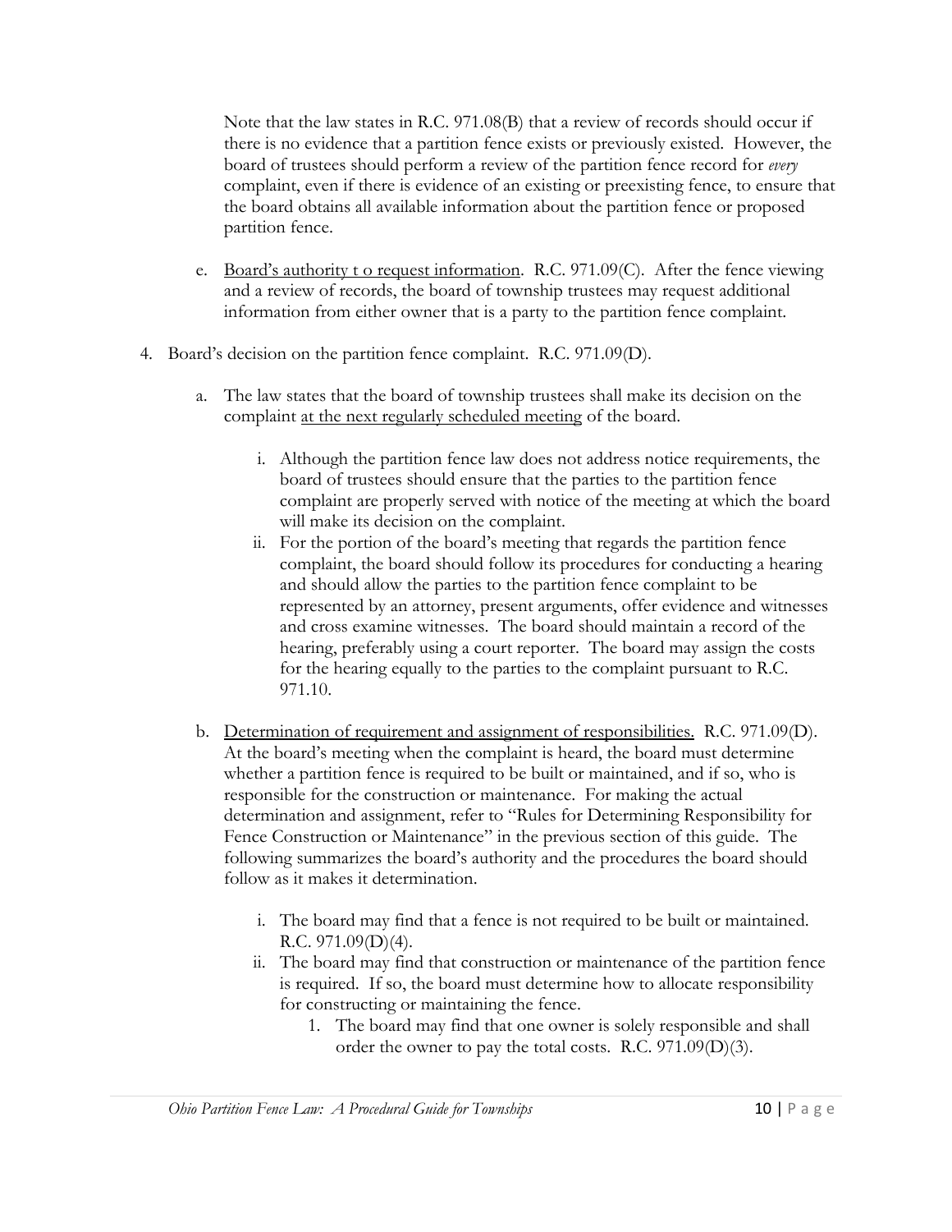Note that the law states in R.C. 971.08(B) that a review of records should occur if there is no evidence that a partition fence exists or previously existed. However, the board of trustees should perform a review of the partition fence record for *every* complaint, even if there is evidence of an existing or preexisting fence, to ensure that the board obtains all available information about the partition fence or proposed partition fence.

e. <u>Board's authority t o request information</u>. R.C. 971.09(C). After the fence viewing and a review of records, the board of township trustees may request additional information from either owner that is a party to the partition fence complaint.

4. Board's decision on the partition fence complaint. R.C. 971.09(D).

   a. The law states that the board of township trustees shall make its decision on the complaint <u>at the next regularly scheduled meeting</u> of the board.

      i. Although the partition fence law does not address notice requirements, the board of trustees should ensure that the parties to the partition fence complaint are properly served with notice of the meeting at which the board will make its decision on the complaint.

      ii. For the portion of the board's meeting that regards the partition fence complaint, the board should follow its procedures for conducting a hearing and should allow the parties to the partition fence complaint to be represented by an attorney, present arguments, offer evidence and witnesses and cross examine witnesses. The board should maintain a record of the hearing, preferably using a court reporter. The board may assign the costs for the hearing equally to the parties to the complaint pursuant to R.C. 971.10.

   b. <u>Determination of requirement and assignment of responsibilities.</u> R.C. 971.09(D). At the board's meeting when the complaint is heard, the board must determine whether a partition fence is required to be built or maintained, and if so, who is responsible for the construction or maintenance. For making the actual determination and assignment, refer to "Rules for Determining Responsibility for Fence Construction or Maintenance" in the previous section of this guide. The following summarizes the board's authority and the procedures the board should follow as it makes it determination.

      i. The board may find that a fence is not required to be built or maintained. R.C. 971.09(D)(4).

      ii. The board may find that construction or maintenance of the partition fence is required. If so, the board must determine how to allocate responsibility for constructing or maintaining the fence.

         1. The board may find that one owner is solely responsible and shall order the owner to pay the total costs. R.C. 971.09(D)(3).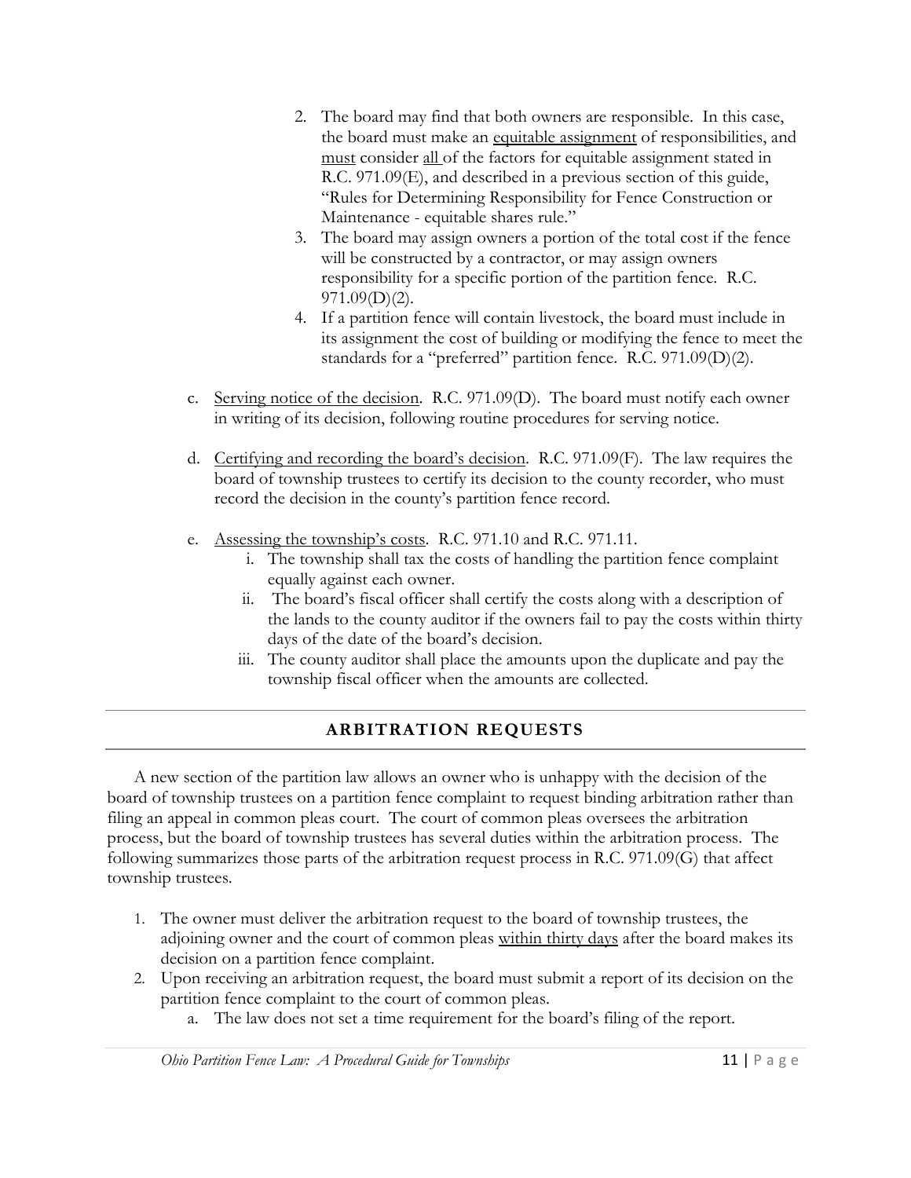2. The board may find that both owners are responsible. In this case, the board must make an <u>equitable assignment</u> of responsibilities, and <u>must</u> consider <u>all</u> of the factors for equitable assignment stated in R.C. 971.09(E), and described in a previous section of this guide, "Rules for Determining Responsibility for Fence Construction or Maintenance - equitable shares rule."
3. The board may assign owners a portion of the total cost if the fence will be constructed by a contractor, or may assign owners responsibility for a specific portion of the partition fence. R.C. 971.09(D)(2).
4. If a partition fence will contain livestock, the board must include in its assignment the cost of building or modifying the fence to meet the standards for a "preferred" partition fence. R.C. 971.09(D)(2).

c. <u>Serving notice of the decision</u>. R.C. 971.09(D). The board must notify each owner in writing of its decision, following routine procedures for serving notice.

d. <u>Certifying and recording the board's decision</u>. R.C. 971.09(F). The law requires the board of township trustees to certify its decision to the county recorder, who must record the decision in the county's partition fence record.

e. <u>Assessing the township's costs</u>. R.C. 971.10 and R.C. 971.11.
   i. The township shall tax the costs of handling the partition fence complaint equally against each owner.
   ii. The board's fiscal officer shall certify the costs along with a description of the lands to the county auditor if the owners fail to pay the costs within thirty days of the date of the board's decision.
   iii. The county auditor shall place the amounts upon the duplicate and pay the township fiscal officer when the amounts are collected.

## ARBITRATION REQUESTS

A new section of the partition law allows an owner who is unhappy with the decision of the board of township trustees on a partition fence complaint to request binding arbitration rather than filing an appeal in common pleas court. The court of common pleas oversees the arbitration process, but the board of township trustees has several duties within the arbitration process. The following summarizes those parts of the arbitration request process in R.C. 971.09(G) that affect township trustees.

1. The owner must deliver the arbitration request to the board of township trustees, the adjoining owner and the court of common pleas <u>within thirty days</u> after the board makes its decision on a partition fence complaint.
2. Upon receiving an arbitration request, the board must submit a report of its decision on the partition fence complaint to the court of common pleas.
   a. The law does not set a time requirement for the board's filing of the report.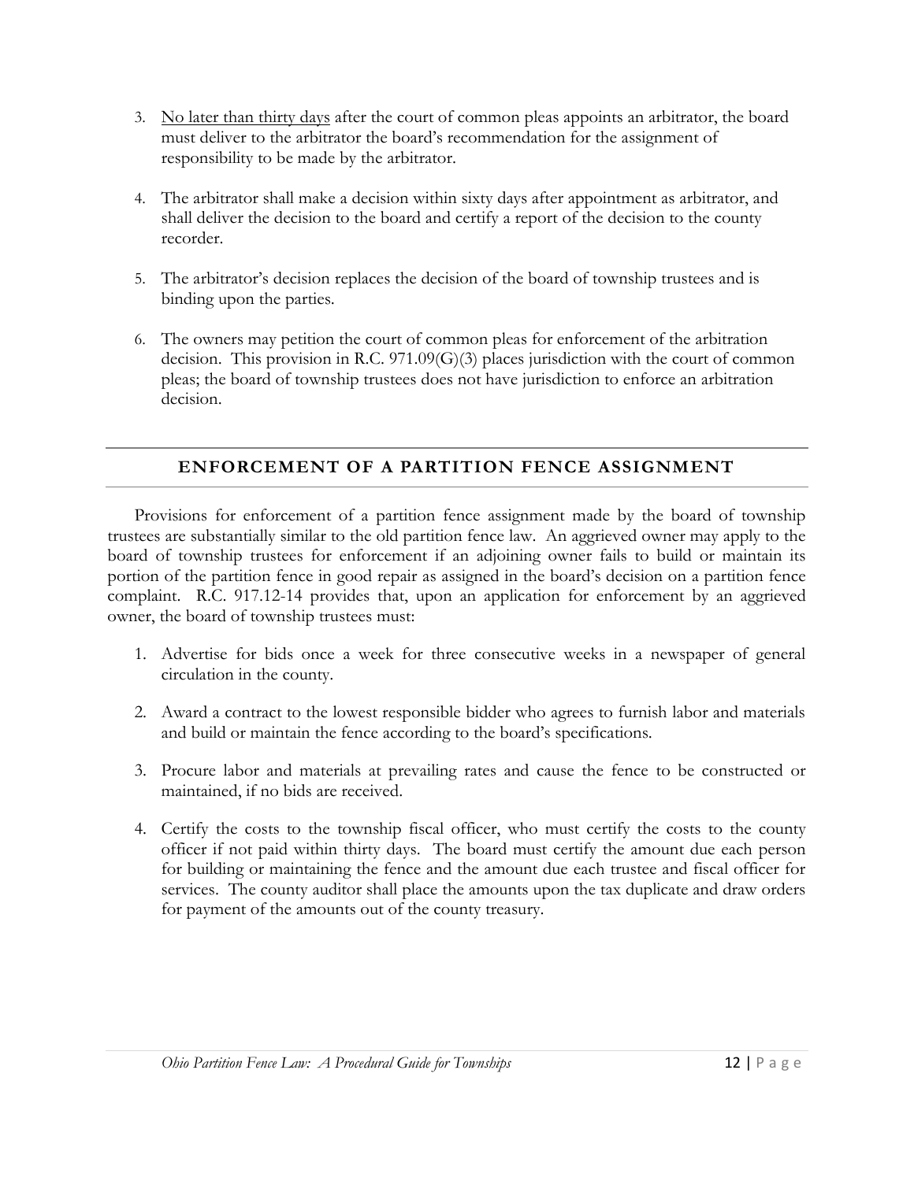3. <u>No later than thirty days</u> after the court of common pleas appoints an arbitrator, the board must deliver to the arbitrator the board's recommendation for the assignment of responsibility to be made by the arbitrator.

4. The arbitrator shall make a decision within sixty days after appointment as arbitrator, and shall deliver the decision to the board and certify a report of the decision to the county recorder.

5. The arbitrator's decision replaces the decision of the board of township trustees and is binding upon the parties.

6. The owners may petition the court of common pleas for enforcement of the arbitration decision. This provision in R.C. 971.09(G)(3) places jurisdiction with the court of common pleas; the board of township trustees does not have jurisdiction to enforce an arbitration decision.

## ENFORCEMENT OF A PARTITION FENCE ASSIGNMENT

Provisions for enforcement of a partition fence assignment made by the board of township trustees are substantially similar to the old partition fence law. An aggrieved owner may apply to the board of township trustees for enforcement if an adjoining owner fails to build or maintain its portion of the partition fence in good repair as assigned in the board's decision on a partition fence complaint. R.C. 917.12-14 provides that, upon an application for enforcement by an aggrieved owner, the board of township trustees must:

1. Advertise for bids once a week for three consecutive weeks in a newspaper of general circulation in the county.

2. Award a contract to the lowest responsible bidder who agrees to furnish labor and materials and build or maintain the fence according to the board's specifications.

3. Procure labor and materials at prevailing rates and cause the fence to be constructed or maintained, if no bids are received.

4. Certify the costs to the township fiscal officer, who must certify the costs to the county officer if not paid within thirty days. The board must certify the amount due each person for building or maintaining the fence and the amount due each trustee and fiscal officer for services. The county auditor shall place the amounts upon the tax duplicate and draw orders for payment of the amounts out of the county treasury.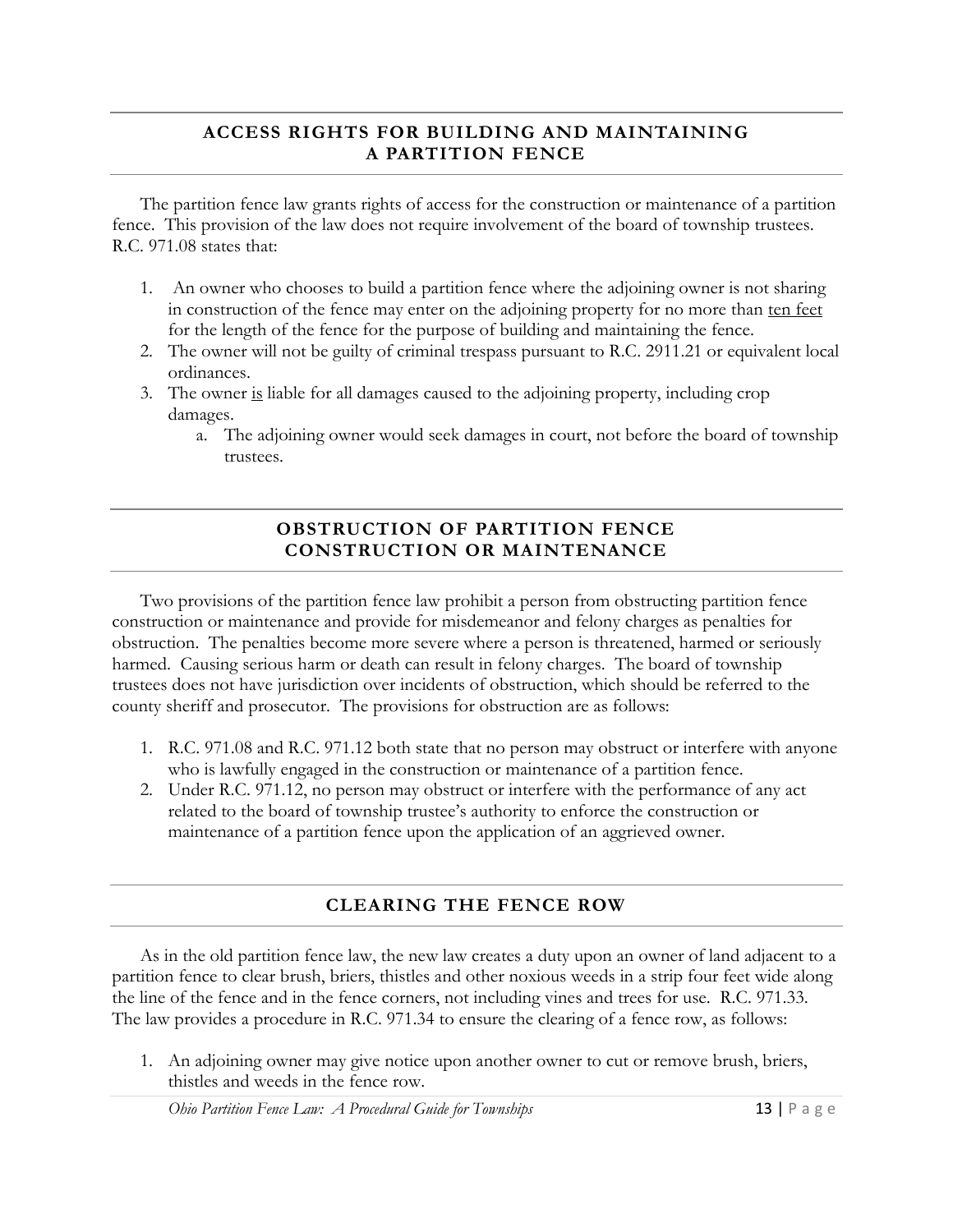## ACCESS RIGHTS FOR BUILDING AND MAINTAINING A PARTITION FENCE

The partition fence law grants rights of access for the construction or maintenance of a partition fence. This provision of the law does not require involvement of the board of township trustees. R.C. 971.08 states that:

1. An owner who chooses to build a partition fence where the adjoining owner is not sharing in construction of the fence may enter on the adjoining property for no more than <u>ten feet</u> for the length of the fence for the purpose of building and maintaining the fence.
2. The owner will not be guilty of criminal trespass pursuant to R.C. 2911.21 or equivalent local ordinances.
3. The owner <u>is</u> liable for all damages caused to the adjoining property, including crop damages.
   a. The adjoining owner would seek damages in court, not before the board of township trustees.

## OBSTRUCTION OF PARTITION FENCE CONSTRUCTION OR MAINTENANCE

Two provisions of the partition fence law prohibit a person from obstructing partition fence construction or maintenance and provide for misdemeanor and felony charges as penalties for obstruction. The penalties become more severe where a person is threatened, harmed or seriously harmed. Causing serious harm or death can result in felony charges. The board of township trustees does not have jurisdiction over incidents of obstruction, which should be referred to the county sheriff and prosecutor. The provisions for obstruction are as follows:

1. R.C. 971.08 and R.C. 971.12 both state that no person may obstruct or interfere with anyone who is lawfully engaged in the construction or maintenance of a partition fence.
2. Under R.C. 971.12, no person may obstruct or interfere with the performance of any act related to the board of township trustee's authority to enforce the construction or maintenance of a partition fence upon the application of an aggrieved owner.

## CLEARING THE FENCE ROW

As in the old partition fence law, the new law creates a duty upon an owner of land adjacent to a partition fence to clear brush, briers, thistles and other noxious weeds in a strip four feet wide along the line of the fence and in the fence corners, not including vines and trees for use. R.C. 971.33. The law provides a procedure in R.C. 971.34 to ensure the clearing of a fence row, as follows:

1. An adjoining owner may give notice upon another owner to cut or remove brush, briers, thistles and weeds in the fence row.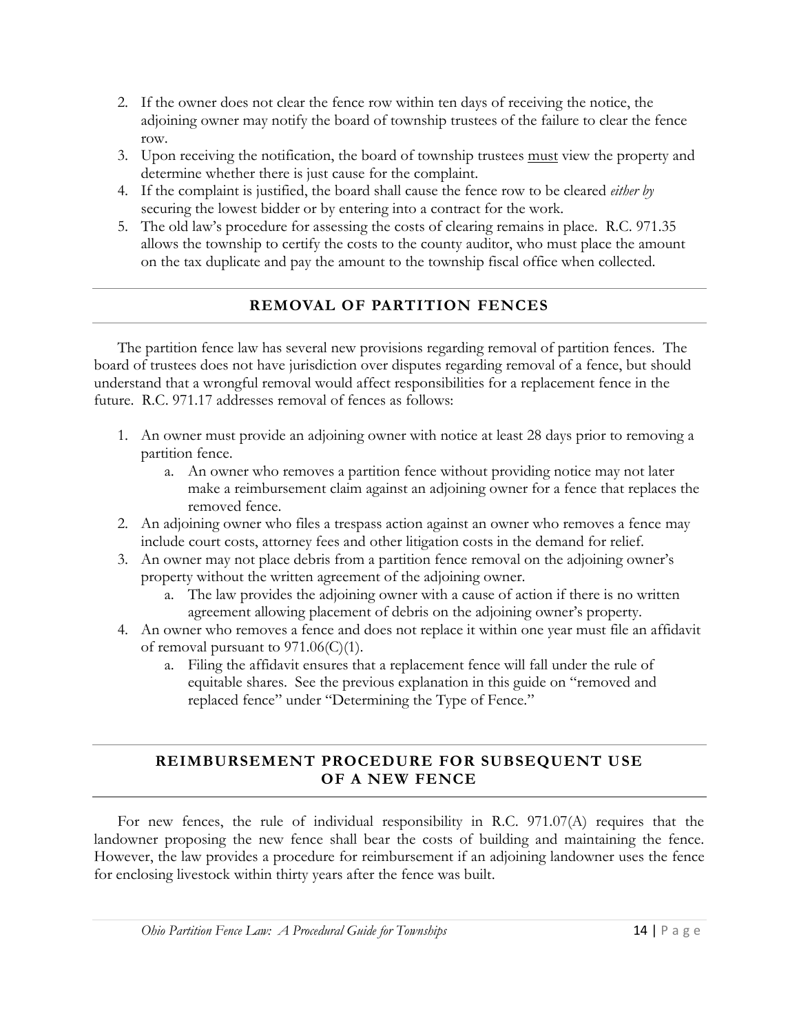2. If the owner does not clear the fence row within ten days of receiving the notice, the adjoining owner may notify the board of township trustees of the failure to clear the fence row.
3. Upon receiving the notification, the board of township trustees <u>must</u> view the property and determine whether there is just cause for the complaint.
4. If the complaint is justified, the board shall cause the fence row to be cleared *either by* securing the lowest bidder or by entering into a contract for the work.
5. The old law's procedure for assessing the costs of clearing remains in place. R.C. 971.35 allows the township to certify the costs to the county auditor, who must place the amount on the tax duplicate and pay the amount to the township fiscal office when collected.

## REMOVAL OF PARTITION FENCES

The partition fence law has several new provisions regarding removal of partition fences. The board of trustees does not have jurisdiction over disputes regarding removal of a fence, but should understand that a wrongful removal would affect responsibilities for a replacement fence in the future. R.C. 971.17 addresses removal of fences as follows:

1. An owner must provide an adjoining owner with notice at least 28 days prior to removing a partition fence.
   a. An owner who removes a partition fence without providing notice may not later make a reimbursement claim against an adjoining owner for a fence that replaces the removed fence.
2. An adjoining owner who files a trespass action against an owner who removes a fence may include court costs, attorney fees and other litigation costs in the demand for relief.
3. An owner may not place debris from a partition fence removal on the adjoining owner's property without the written agreement of the adjoining owner.
   a. The law provides the adjoining owner with a cause of action if there is no written agreement allowing placement of debris on the adjoining owner's property.
4. An owner who removes a fence and does not replace it within one year must file an affidavit of removal pursuant to 971.06(C)(1).
   a. Filing the affidavit ensures that a replacement fence will fall under the rule of equitable shares. See the previous explanation in this guide on "removed and replaced fence" under "Determining the Type of Fence."

## REIMBURSEMENT PROCEDURE FOR SUBSEQUENT USE OF A NEW FENCE

For new fences, the rule of individual responsibility in R.C. 971.07(A) requires that the landowner proposing the new fence shall bear the costs of building and maintaining the fence. However, the law provides a procedure for reimbursement if an adjoining landowner uses the fence for enclosing livestock within thirty years after the fence was built.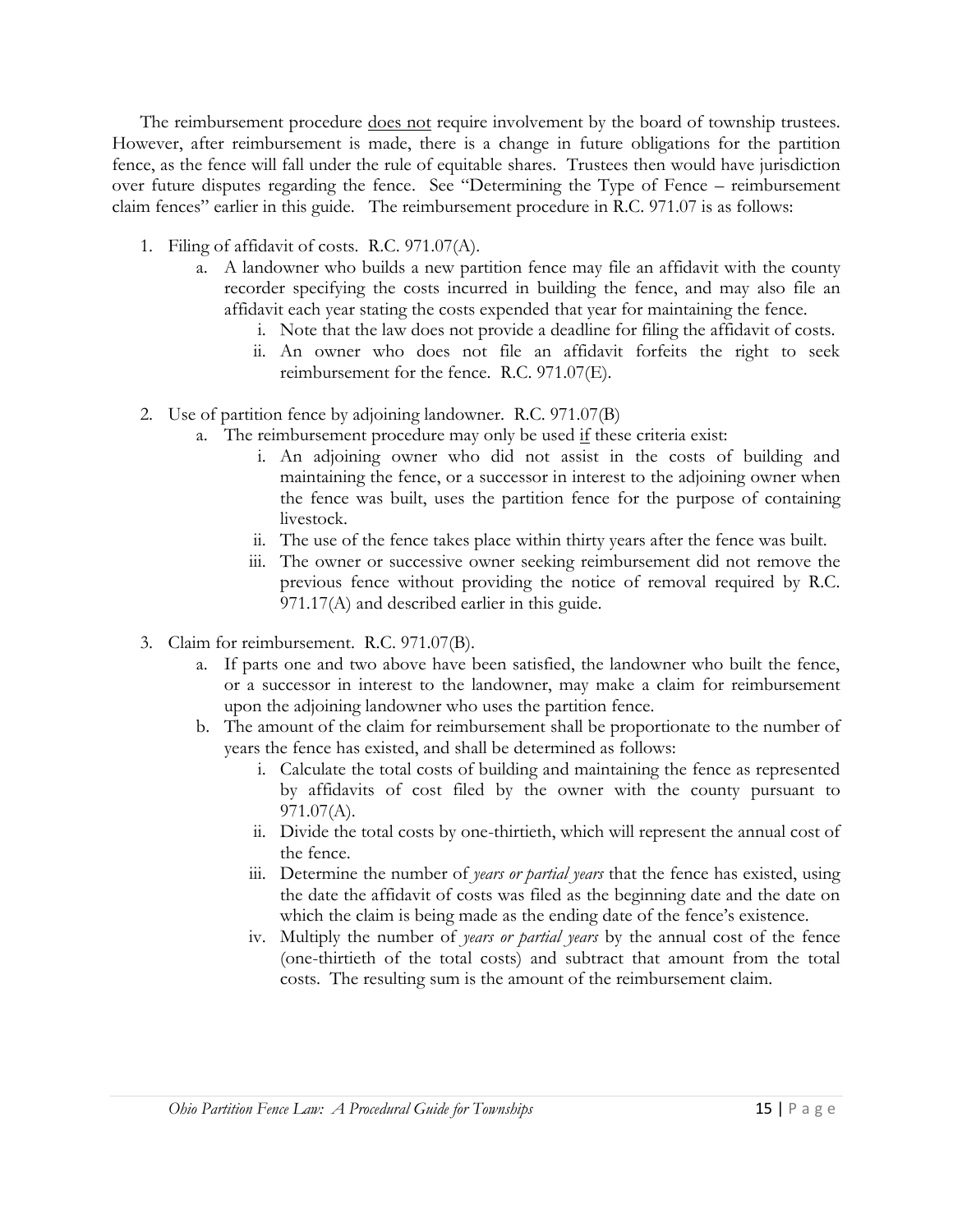The reimbursement procedure <u>does not</u> require involvement by the board of township trustees. However, after reimbursement is made, there is a change in future obligations for the partition fence, as the fence will fall under the rule of equitable shares. Trustees then would have jurisdiction over future disputes regarding the fence. See "Determining the Type of Fence – reimbursement claim fences" earlier in this guide. The reimbursement procedure in R.C. 971.07 is as follows:

1. Filing of affidavit of costs. R.C. 971.07(A).
   a. A landowner who builds a new partition fence may file an affidavit with the county recorder specifying the costs incurred in building the fence, and may also file an affidavit each year stating the costs expended that year for maintaining the fence.
      i. Note that the law does not provide a deadline for filing the affidavit of costs.
      ii. An owner who does not file an affidavit forfeits the right to seek reimbursement for the fence. R.C. 971.07(E).

2. Use of partition fence by adjoining landowner. R.C. 971.07(B)
   a. The reimbursement procedure may only be used <u>if</u> these criteria exist:
      i. An adjoining owner who did not assist in the costs of building and maintaining the fence, or a successor in interest to the adjoining owner when the fence was built, uses the partition fence for the purpose of containing livestock.
      ii. The use of the fence takes place within thirty years after the fence was built.
      iii. The owner or successive owner seeking reimbursement did not remove the previous fence without providing the notice of removal required by R.C. 971.17(A) and described earlier in this guide.

3. Claim for reimbursement. R.C. 971.07(B).
   a. If parts one and two above have been satisfied, the landowner who built the fence, or a successor in interest to the landowner, may make a claim for reimbursement upon the adjoining landowner who uses the partition fence.
   b. The amount of the claim for reimbursement shall be proportionate to the number of years the fence has existed, and shall be determined as follows:
      i. Calculate the total costs of building and maintaining the fence as represented by affidavits of cost filed by the owner with the county pursuant to 971.07(A).
      ii. Divide the total costs by one-thirtieth, which will represent the annual cost of the fence.
      iii. Determine the number of *years or partial years* that the fence has existed, using the date the affidavit of costs was filed as the beginning date and the date on which the claim is being made as the ending date of the fence's existence.
      iv. Multiply the number of *years or partial years* by the annual cost of the fence (one-thirtieth of the total costs) and subtract that amount from the total costs. The resulting sum is the amount of the reimbursement claim.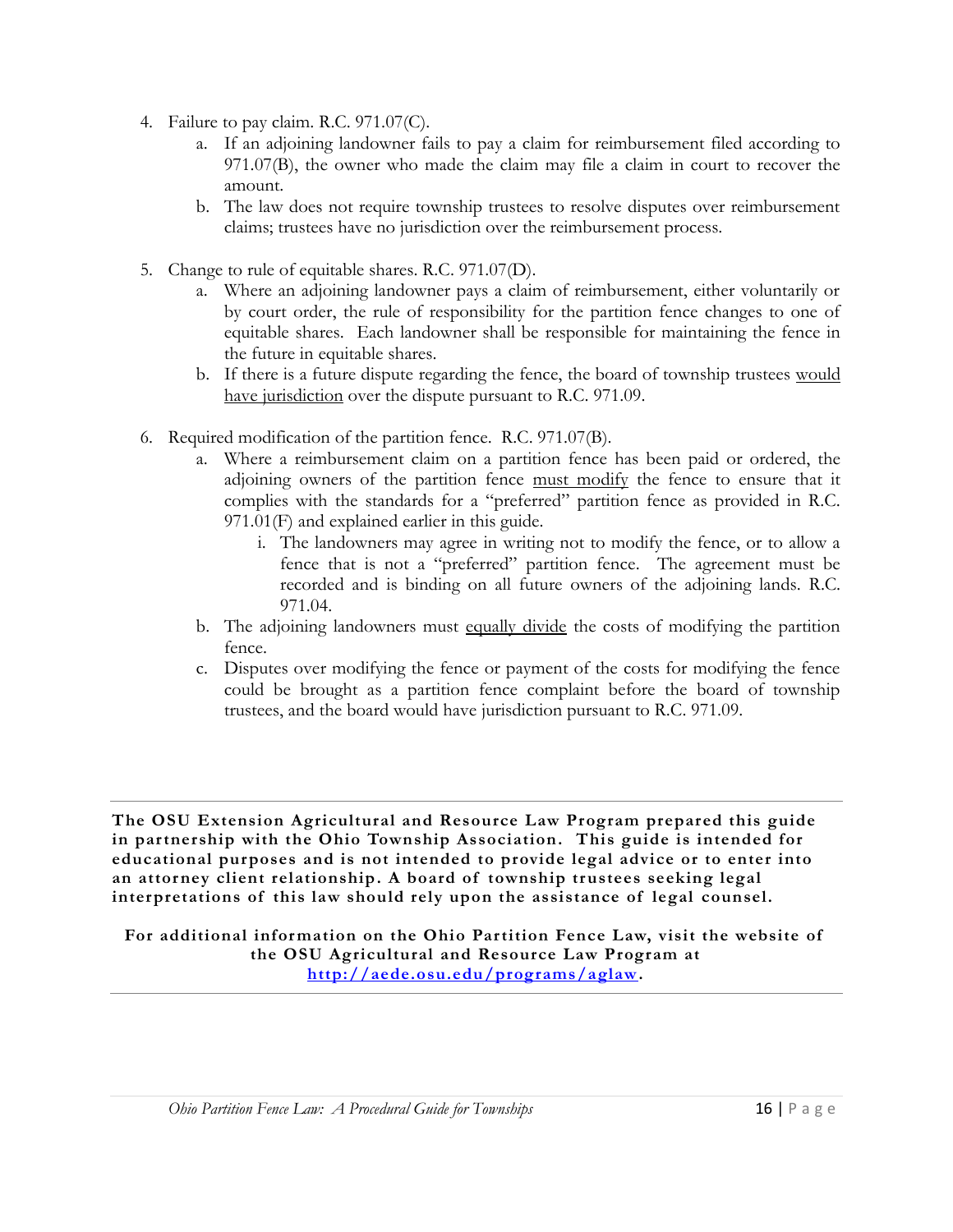4. Failure to pay claim. R.C. 971.07(C).
    a. If an adjoining landowner fails to pay a claim for reimbursement filed according to 971.07(B), the owner who made the claim may file a claim in court to recover the amount.
    b. The law does not require township trustees to resolve disputes over reimbursement claims; trustees have no jurisdiction over the reimbursement process.

5. Change to rule of equitable shares. R.C. 971.07(D).
    a. Where an adjoining landowner pays a claim of reimbursement, either voluntarily or by court order, the rule of responsibility for the partition fence changes to one of equitable shares. Each landowner shall be responsible for maintaining the fence in the future in equitable shares.
    b. If there is a future dispute regarding the fence, the board of township trustees <u>would have jurisdiction</u> over the dispute pursuant to R.C. 971.09.

6. Required modification of the partition fence. R.C. 971.07(B).
    a. Where a reimbursement claim on a partition fence has been paid or ordered, the adjoining owners of the partition fence <u>must modify</u> the fence to ensure that it complies with the standards for a "preferred" partition fence as provided in R.C. 971.01(F) and explained earlier in this guide.
        i. The landowners may agree in writing not to modify the fence, or to allow a fence that is not a "preferred" partition fence. The agreement must be recorded and is binding on all future owners of the adjoining lands. R.C. 971.04.
    b. The adjoining landowners must <u>equally divide</u> the costs of modifying the partition fence.
    c. Disputes over modifying the fence or payment of the costs for modifying the fence could be brought as a partition fence complaint before the board of township trustees, and the board would have jurisdiction pursuant to R.C. 971.09.

---

**The OSU Extension Agricultural and Resource Law Program prepared this guide in partnership with the Ohio Township Association. This guide is intended for educational purposes and is not intended to provide legal advice or to enter into an attorney client relationship. A board of township trustees seeking legal interpretations of this law should rely upon the assistance of legal counsel.**

**For additional information on the Ohio Partition Fence Law, visit the website of the OSU Agricultural and Resource Law Program at [http://aede.osu.edu/programs/aglaw](http://aede.osu.edu/programs/aglaw).**

---